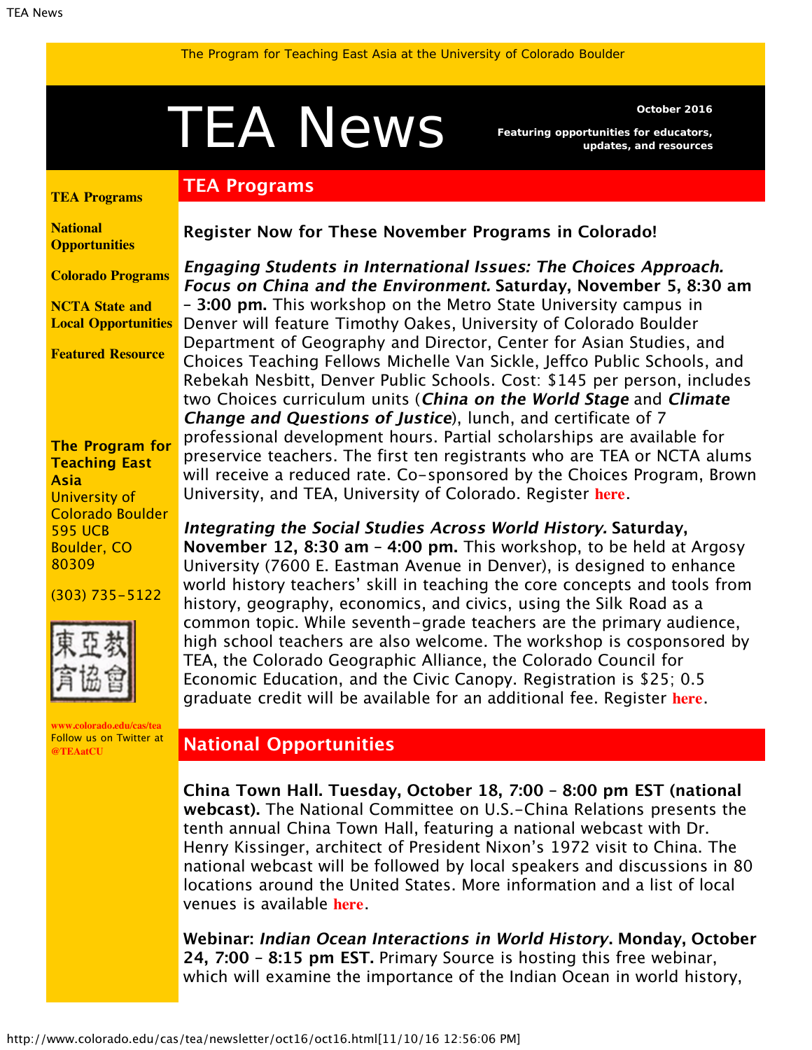The Program for Teaching East Asia at the University of Colorado Boulder

# TEA News

**October 2016**

**Featuring opportunities for educators, updates, and resources**

**TEA Programs**

**National Opportunities**

**Colorado Programs**

**NCTA State and Local Opportunities**

**Featured Resource**

**The Program for Teaching East Asia**
University of Colorado Boulder
595 UCB
Boulder, CO
80309

(303) 735-5122

東亞教育協會

www.colorado.edu/cas/tea
Follow us on Twitter at **@TEAatCU**

## TEA Programs

**Register Now for These November Programs in Colorado!**

***Engaging Students in International Issues: The Choices Approach. Focus on China and the Environment.* Saturday, November 5, 8:30 am – 3:00 pm.** This workshop on the Metro State University campus in Denver will feature Timothy Oakes, University of Colorado Boulder Department of Geography and Director, Center for Asian Studies, and Choices Teaching Fellows Michelle Van Sickle, Jeffco Public Schools, and Rebekah Nesbitt, Denver Public Schools. Cost: $145 per person, includes two Choices curriculum units (***China on the World Stage*** and ***Climate Change and Questions of Justice***), lunch, and certificate of 7 professional development hours. Partial scholarships are available for preservice teachers. The first ten registrants who are TEA or NCTA alums will receive a reduced rate. Co-sponsored by the Choices Program, Brown University, and TEA, University of Colorado. Register **here**.

***Integrating the Social Studies Across World History.* Saturday, November 12, 8:30 am – 4:00 pm.** This workshop, to be held at Argosy University (7600 E. Eastman Avenue in Denver), is designed to enhance world history teachers' skill in teaching the core concepts and tools from history, geography, economics, and civics, using the Silk Road as a common topic. While seventh-grade teachers are the primary audience, high school teachers are also welcome. The workshop is cosponsored by TEA, the Colorado Geographic Alliance, the Colorado Council for Economic Education, and the Civic Canopy. Registration is $25; 0.5 graduate credit will be available for an additional fee. Register **here**.

## National Opportunities

**China Town Hall. Tuesday, October 18, 7:00 – 8:00 pm EST (national webcast).** The National Committee on U.S.-China Relations presents the tenth annual China Town Hall, featuring a national webcast with Dr. Henry Kissinger, architect of President Nixon's 1972 visit to China. The national webcast will be followed by local speakers and discussions in 80 locations around the United States. More information and a list of local venues is available **here**.

**Webinar: *Indian Ocean Interactions in World History*. Monday, October 24, 7:00 – 8:15 pm EST.** Primary Source is hosting this free webinar, which will examine the importance of the Indian Ocean in world history,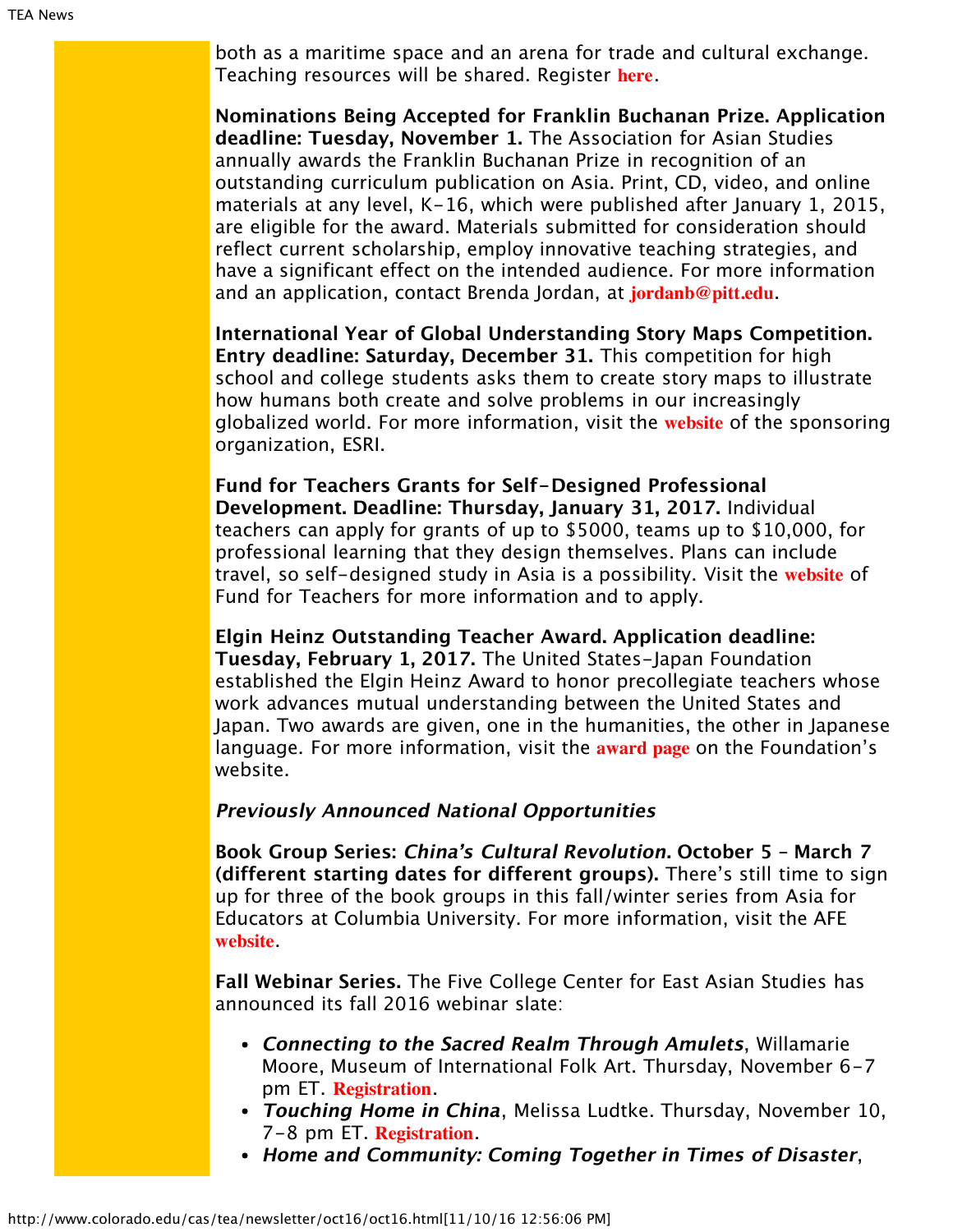both as a maritime space and an arena for trade and cultural exchange. Teaching resources will be shared. Register **here**.

**Nominations Being Accepted for Franklin Buchanan Prize. Application deadline: Tuesday, November 1.** The Association for Asian Studies annually awards the Franklin Buchanan Prize in recognition of an outstanding curriculum publication on Asia. Print, CD, video, and online materials at any level, K-16, which were published after January 1, 2015, are eligible for the award. Materials submitted for consideration should reflect current scholarship, employ innovative teaching strategies, and have a significant effect on the intended audience. For more information and an application, contact Brenda Jordan, at **jordanb@pitt.edu**.

**International Year of Global Understanding Story Maps Competition. Entry deadline: Saturday, December 31.** This competition for high school and college students asks them to create story maps to illustrate how humans both create and solve problems in our increasingly globalized world. For more information, visit the **website** of the sponsoring organization, ESRI.

**Fund for Teachers Grants for Self-Designed Professional Development. Deadline: Thursday, January 31, 2017.** Individual teachers can apply for grants of up to $5000, teams up to $10,000, for professional learning that they design themselves. Plans can include travel, so self-designed study in Asia is a possibility. Visit the **website** of Fund for Teachers for more information and to apply.

**Elgin Heinz Outstanding Teacher Award. Application deadline: Tuesday, February 1, 2017.** The United States-Japan Foundation established the Elgin Heinz Award to honor precollegiate teachers whose work advances mutual understanding between the United States and Japan. Two awards are given, one in the humanities, the other in Japanese language. For more information, visit the **award page** on the Foundation's website.

***Previously Announced National Opportunities***

**Book Group Series: *China's Cultural Revolution*. October 5 – March 7 (different starting dates for different groups).** There's still time to sign up for three of the book groups in this fall/winter series from Asia for Educators at Columbia University. For more information, visit the AFE **website**.

**Fall Webinar Series.** The Five College Center for East Asian Studies has announced its fall 2016 webinar slate:

- ***Connecting to the Sacred Realm Through Amulets***, Willamarie Moore, Museum of International Folk Art. Thursday, November 6-7 pm ET. **Registration**.
- ***Touching Home in China***, Melissa Ludtke. Thursday, November 10, 7-8 pm ET. **Registration**.
- ***Home and Community: Coming Together in Times of Disaster***,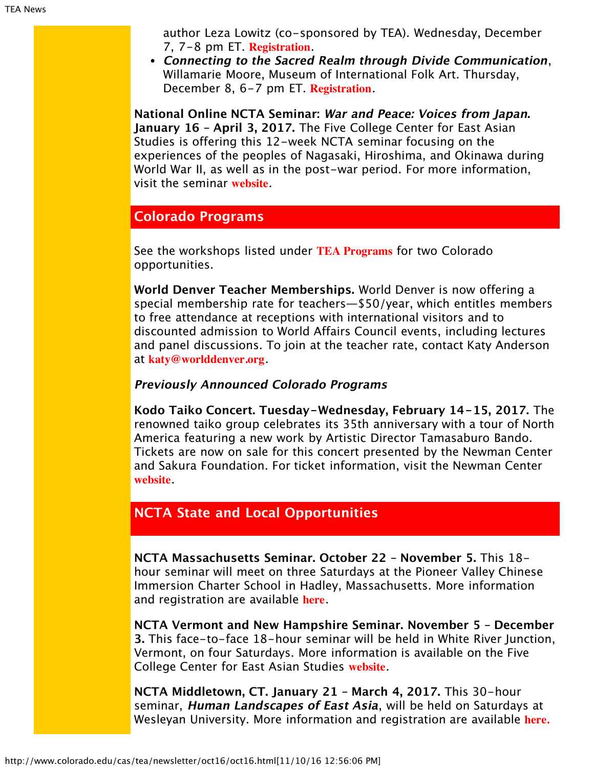author Leza Lowitz (co-sponsored by TEA). Wednesday, December 7, 7-8 pm ET. **Registration**.
- ***Connecting to the Sacred Realm through Divide Communication***, Willamarie Moore, Museum of International Folk Art. Thursday, December 8, 6-7 pm ET. **Registration**.

**National Online NCTA Seminar: *War and Peace: Voices from Japan.* January 16 – April 3, 2017.** The Five College Center for East Asian Studies is offering this 12-week NCTA seminar focusing on the experiences of the peoples of Nagasaki, Hiroshima, and Okinawa during World War II, as well as in the post-war period. For more information, visit the seminar **website**.

## Colorado Programs

See the workshops listed under **TEA Programs** for two Colorado opportunities.

**World Denver Teacher Memberships.** World Denver is now offering a special membership rate for teachers—$50/year, which entitles members to free attendance at receptions with international visitors and to discounted admission to World Affairs Council events, including lectures and panel discussions. To join at the teacher rate, contact Katy Anderson at **katy@worlddenver.org**.

***Previously Announced Colorado Programs***

**Kodo Taiko Concert. Tuesday-Wednesday, February 14-15, 2017.** The renowned taiko group celebrates its 35th anniversary with a tour of North America featuring a new work by Artistic Director Tamasaburo Bando. Tickets are now on sale for this concert presented by the Newman Center and Sakura Foundation. For ticket information, visit the Newman Center **website**.

## NCTA State and Local Opportunities

**NCTA Massachusetts Seminar. October 22 – November 5.** This 18-hour seminar will meet on three Saturdays at the Pioneer Valley Chinese Immersion Charter School in Hadley, Massachusetts. More information and registration are available **here**.

**NCTA Vermont and New Hampshire Seminar. November 5 – December 3.** This face-to-face 18-hour seminar will be held in White River Junction, Vermont, on four Saturdays. More information is available on the Five College Center for East Asian Studies **website**.

**NCTA Middletown, CT. January 21 – March 4, 2017.** This 30-hour seminar, ***Human Landscapes of East Asia***, will be held on Saturdays at Wesleyan University. More information and registration are available **here.**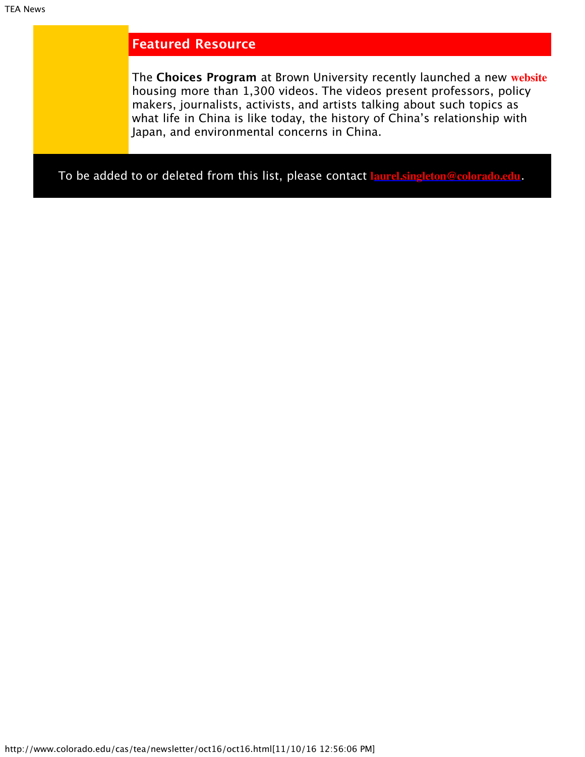## Featured Resource

The **Choices Program** at Brown University recently launched a new **website** housing more than 1,300 videos. The videos present professors, policy makers, journalists, activists, and artists talking about such topics as what life in China is like today, the history of China's relationship with Japan, and environmental concerns in China.

To be added to or deleted from this list, please contact laurel.singleton@colorado.edu.